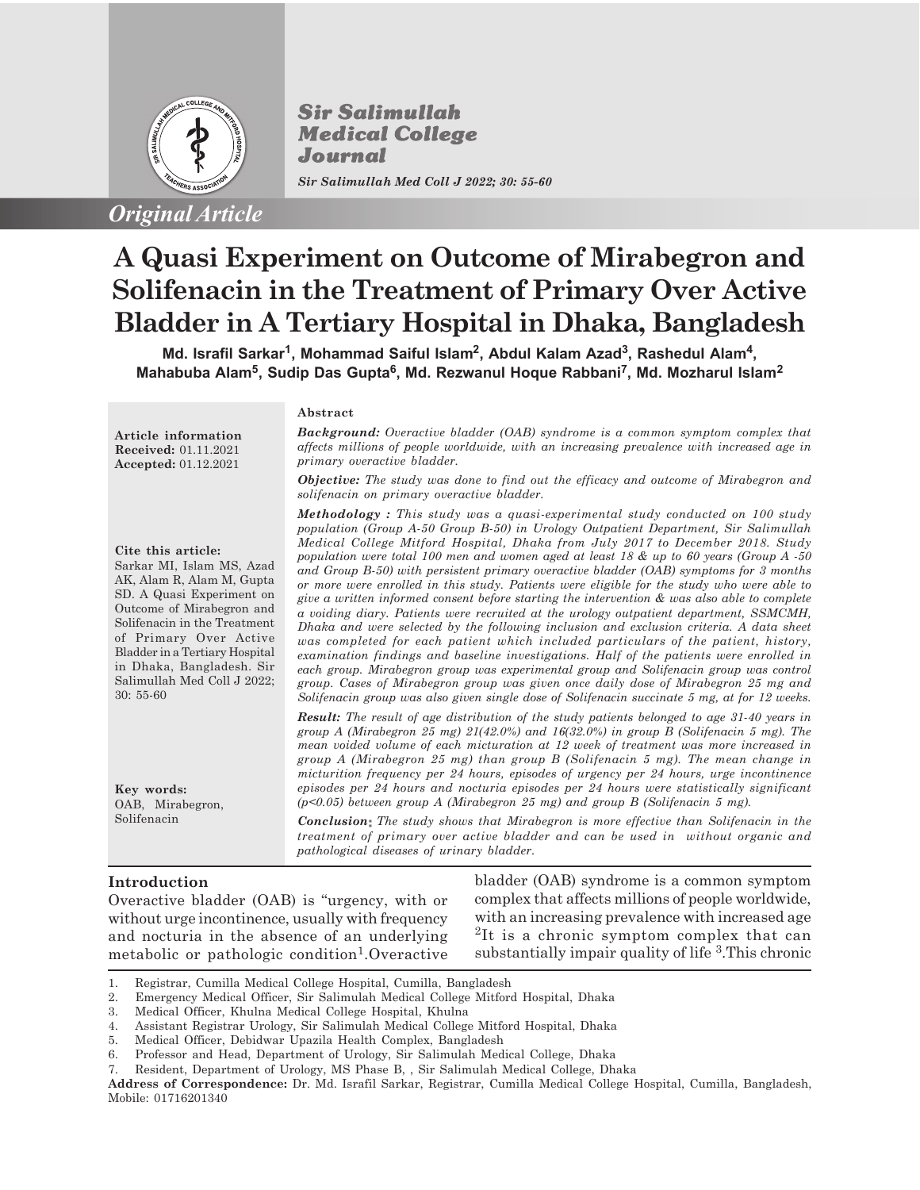*Original Article*

# A Quasi Experiment on Outcome of Mirabegron and Solifenacin in the Treatment of Primary Over Active Bladder in A Tertiary Hospital in Dhaka, Bangladesh

**Md. Israfil Sarkar[1], Mohammad Saiful Islam[2], Abdul Kalam Azad[3], Rashedul Alam[4], Mahabuba Alam[5], Sudip Das Gupta[6], Md. Rezwanul Hoque Rabbani[7], Md. Mozharul Islam[2]**

**Article information**
**Received:** 01.11.2021
**Accepted:** 01.12.2021

**Cite this article:**
Sarkar MI, Islam MS, Azad AK, Alam R, Alam M, Gupta SD. A Quasi Experiment on Outcome of Mirabegron and Solifenacin in the Treatment of Primary Over Active Bladder in a Tertiary Hospital in Dhaka, Bangladesh. Sir Salimullah Med Coll J 2022; 30: 55-60

**Key words:**
OAB, Mirabegron, Solifenacin

## Abstract

***Background:*** *Overactive bladder (OAB) syndrome is a common symptom complex that affects millions of people worldwide, with an increasing prevalence with increased age in primary overactive bladder.*

***Objective:*** *The study was done to find out the efficacy and outcome of Mirabegron and solifenacin on primary overactive bladder.*

***Methodology :*** *This study was a quasi-experimental study conducted on 100 study population (Group A-50 Group B-50) in Urology Outpatient Department, Sir Salimullah Medical College Mitford Hospital, Dhaka from July 2017 to December 2018. Study population were total 100 men and women aged at least 18 & up to 60 years (Group A -50 and Group B-50) with persistent primary overactive bladder (OAB) symptoms for 3 months or more were enrolled in this study. Patients were eligible for the study who were able to give a written informed consent before starting the intervention & was also able to complete a voiding diary. Patients were recruited at the urology outpatient department, SSMCMH, Dhaka and were selected by the following inclusion and exclusion criteria. A data sheet was completed for each patient which included particulars of the patient, history, examination findings and baseline investigations. Half of the patients were enrolled in each group. Mirabegron group was experimental group and Solifenacin group was control group. Cases of Mirabegron group was given once daily dose of Mirabegron 25 mg and Solifenacin group was also given single dose of Solifenacin succinate 5 mg, at for 12 weeks.*

***Result:*** *The result of age distribution of the study patients belonged to age 31-40 years in group A (Mirabegron 25 mg) 21(42.0%) and 16(32.0%) in group B (Solifenacin 5 mg). The mean voided volume of each micturation at 12 week of treatment was more increased in group A (Mirabegron 25 mg) than group B (Solifenacin 5 mg). The mean change in micturition frequency per 24 hours, episodes of urgency per 24 hours, urge incontinence episodes per 24 hours and nocturia episodes per 24 hours were statistically significant ($p<0.05$) between group A (Mirabegron 25 mg) and group B (Solifenacin 5 mg).*

***Conclusion:*** *The study shows that Mirabegron is more effective than Solifenacin in the treatment of primary over active bladder and can be used in without organic and pathological diseases of urinary bladder.*

## Introduction

Overactive bladder (OAB) is "urgency, with or without urge incontinence, usually with frequency and nocturia in the absence of an underlying metabolic or pathologic condition[1].Overactive bladder (OAB) syndrome is a common symptom complex that affects millions of people worldwide, with an increasing prevalence with increased age [2]It is a chronic symptom complex that can substantially impair quality of life [3].This chronic

1. Registrar, Cumilla Medical College Hospital, Cumilla, Bangladesh
2. Emergency Medical Officer, Sir Salimulah Medical College Mitford Hospital, Dhaka
3. Medical Officer, Khulna Medical College Hospital, Khulna
4. Assistant Registrar Urology, Sir Salimulah Medical College Mitford Hospital, Dhaka
5. Medical Officer, Debidwar Upazila Health Complex, Bangladesh
6. Professor and Head, Department of Urology, Sir Salimulah Medical College, Dhaka
7. Resident, Department of Urology, MS Phase B, , Sir Salimulah Medical College, Dhaka

**Address of Correspondence:** Dr. Md. Israfil Sarkar, Registrar, Cumilla Medical College Hospital, Cumilla, Bangladesh, Mobile: 01716201340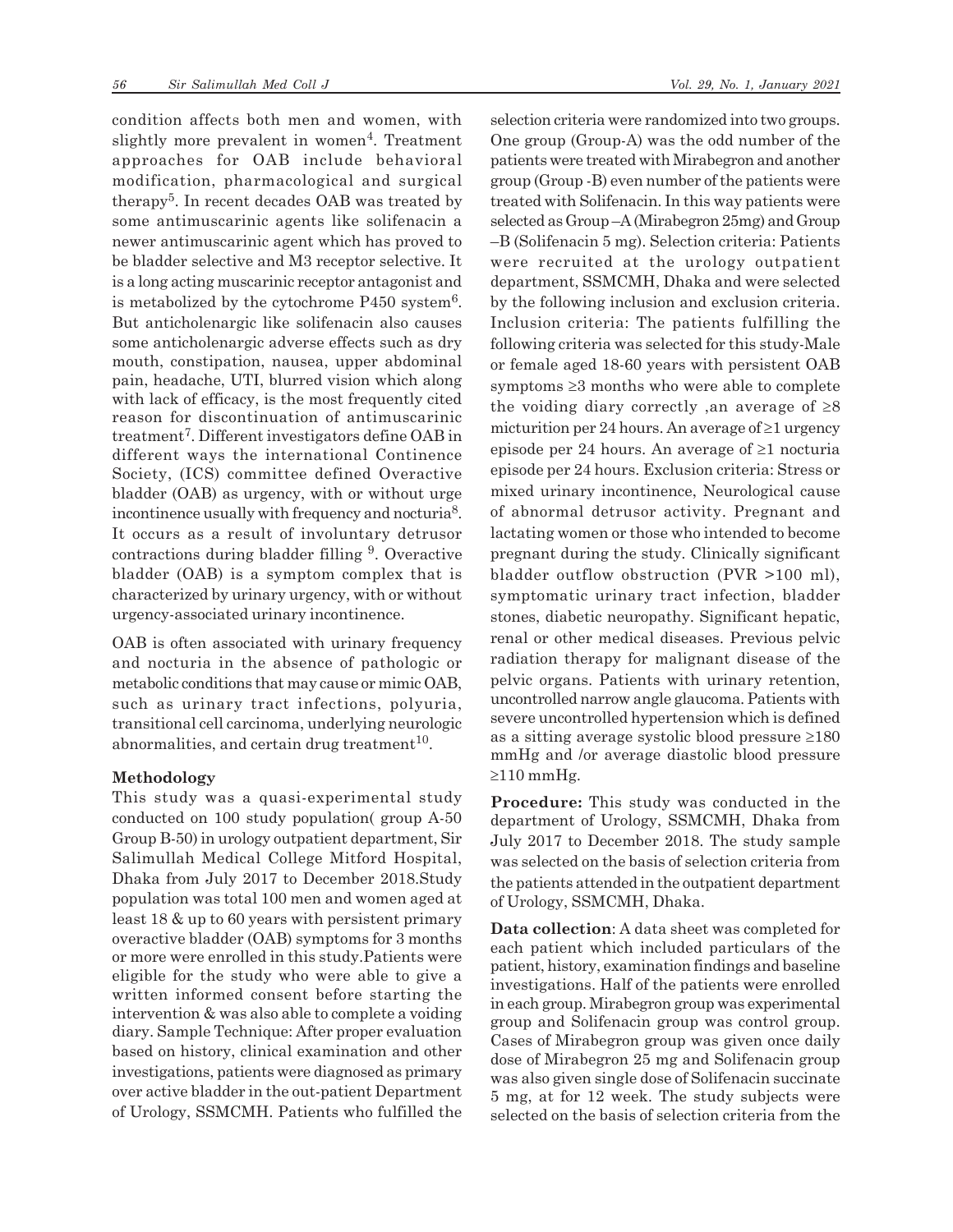condition affects both men and women, with slightly more prevalent in women[4]. Treatment approaches for OAB include behavioral modification, pharmacological and surgical therapy[5]. In recent decades OAB was treated by some antimuscarinic agents like solifenacin a newer antimuscarinic agent which has proved to be bladder selective and M3 receptor selective. It is a long acting muscarinic receptor antagonist and is metabolized by the cytochrome P450 system[6]. But anticholenargic like solifenacin also causes some anticholenargic adverse effects such as dry mouth, constipation, nausea, upper abdominal pain, headache, UTI, blurred vision which along with lack of efficacy, is the most frequently cited reason for discontinuation of antimuscarinic treatment[7]. Different investigators define OAB in different ways the international Continence Society, (ICS) committee defined Overactive bladder (OAB) as urgency, with or without urge incontinence usually with frequency and nocturia[8]. It occurs as a result of involuntary detrusor contractions during bladder filling [9]. Overactive bladder (OAB) is a symptom complex that is characterized by urinary urgency, with or without urgency-associated urinary incontinence.

OAB is often associated with urinary frequency and nocturia in the absence of pathologic or metabolic conditions that may cause or mimic OAB, such as urinary tract infections, polyuria, transitional cell carcinoma, underlying neurologic abnormalities, and certain drug treatment[10].

## Methodology

This study was a quasi-experimental study conducted on 100 study population( group A-50 Group B-50) in urology outpatient department, Sir Salimullah Medical College Mitford Hospital, Dhaka from July 2017 to December 2018.Study population was total 100 men and women aged at least 18 & up to 60 years with persistent primary overactive bladder (OAB) symptoms for 3 months or more were enrolled in this study.Patients were eligible for the study who were able to give a written informed consent before starting the intervention & was also able to complete a voiding diary. Sample Technique: After proper evaluation based on history, clinical examination and other investigations, patients were diagnosed as primary over active bladder in the out-patient Department of Urology, SSMCMH. Patients who fulfilled the selection criteria were randomized into two groups. One group (Group-A) was the odd number of the patients were treated with Mirabegron and another group (Group -B) even number of the patients were treated with Solifenacin. In this way patients were selected as Group –A (Mirabegron 25mg) and Group –B (Solifenacin 5 mg). Selection criteria: Patients were recruited at the urology outpatient department, SSMCMH, Dhaka and were selected by the following inclusion and exclusion criteria. Inclusion criteria: The patients fulfilling the following criteria was selected for this study-Male or female aged 18-60 years with persistent OAB symptoms ≥3 months who were able to complete the voiding diary correctly ,an average of ≥8 micturition per 24 hours. An average of ≥1 urgency episode per 24 hours. An average of ≥1 nocturia episode per 24 hours. Exclusion criteria: Stress or mixed urinary incontinence, Neurological cause of abnormal detrusor activity. Pregnant and lactating women or those who intended to become pregnant during the study. Clinically significant bladder outflow obstruction (PVR >100 ml), symptomatic urinary tract infection, bladder stones, diabetic neuropathy. Significant hepatic, renal or other medical diseases. Previous pelvic radiation therapy for malignant disease of the pelvic organs. Patients with urinary retention, uncontrolled narrow angle glaucoma. Patients with severe uncontrolled hypertension which is defined as a sitting average systolic blood pressure ≥180 mmHg and /or average diastolic blood pressure ≥110 mmHg.

**Procedure:** This study was conducted in the department of Urology, SSMCMH, Dhaka from July 2017 to December 2018. The study sample was selected on the basis of selection criteria from the patients attended in the outpatient department of Urology, SSMCMH, Dhaka.

**Data collection**: A data sheet was completed for each patient which included particulars of the patient, history, examination findings and baseline investigations. Half of the patients were enrolled in each group. Mirabegron group was experimental group and Solifenacin group was control group. Cases of Mirabegron group was given once daily dose of Mirabegron 25 mg and Solifenacin group was also given single dose of Solifenacin succinate 5 mg, at for 12 week. The study subjects were selected on the basis of selection criteria from the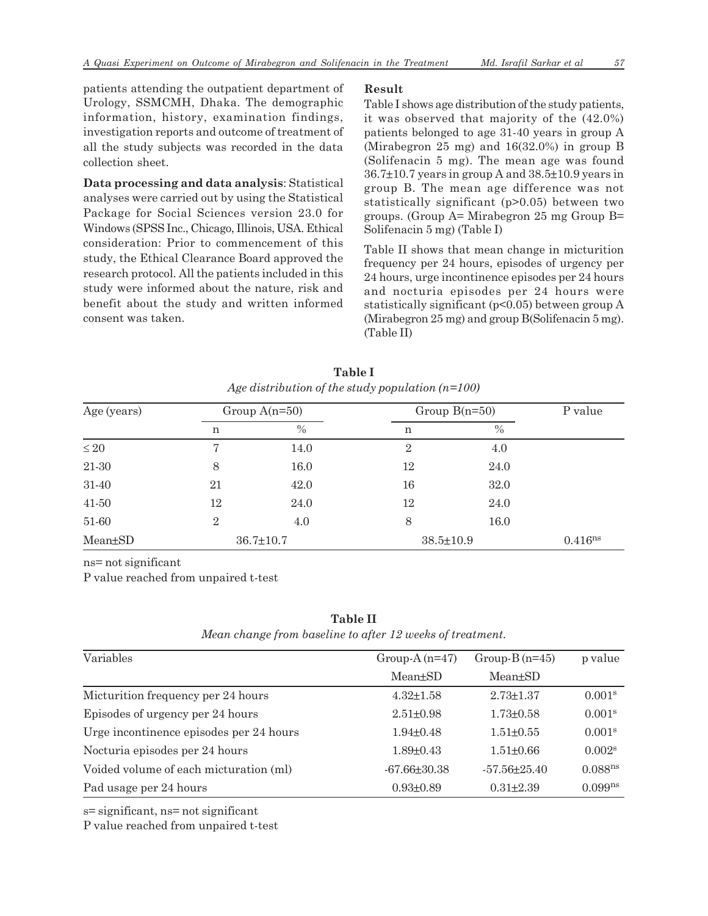patients attending the outpatient department of Urology, SSMCMH, Dhaka. The demographic information, history, examination findings, investigation reports and outcome of treatment of all the study subjects was recorded in the data collection sheet.

**Data processing and data analysis**: Statistical analyses were carried out by using the Statistical Package for Social Sciences version 23.0 for Windows (SPSS Inc., Chicago, Illinois, USA. Ethical consideration: Prior to commencement of this study, the Ethical Clearance Board approved the research protocol. All the patients included in this study were informed about the nature, risk and benefit about the study and written informed consent was taken.

**Result**

Table I shows age distribution of the study patients, it was observed that majority of the (42.0%) patients belonged to age 31-40 years in group A (Mirabegron 25 mg) and 16(32.0%) in group B (Solifenacin 5 mg). The mean age was found 36.7±10.7 years in group A and 38.5±10.9 years in group B. The mean age difference was not statistically significant (p>0.05) between two groups. (Group A= Mirabegron 25 mg Group B= Solifenacin 5 mg) (Table I)

Table II shows that mean change in micturition frequency per 24 hours, episodes of urgency per 24 hours, urge incontinence episodes per 24 hours and nocturia episodes per 24 hours were statistically significant (p<0.05) between group A (Mirabegron 25 mg) and group B(Solifenacin 5 mg). (Table II)

**Table I**

*Age distribution of the study population (n=100)*

| Age (years) | Group A(n=50) | | Group B(n=50) | | P value |
|---|---|---|---|---|---|
| | n | % | n | % | |
| ≤ 20 | 7 | 14.0 | 2 | 4.0 | |
| 21-30 | 8 | 16.0 | 12 | 24.0 | |
| 31-40 | 21 | 42.0 | 16 | 32.0 | |
| 41-50 | 12 | 24.0 | 12 | 24.0 | |
| 51-60 | 2 | 4.0 | 8 | 16.0 | |
| Mean±SD | 36.7±10.7 | | 38.5±10.9 | | 0.416[ns] |

ns= not significant

P value reached from unpaired t-test

**Table II**

*Mean change from baseline to after 12 weeks of treatment.*

| Variables | Group-A (n=47) | Group-B (n=45) | p value |
|---|---|---|---|
| | Mean±SD | Mean±SD | |
| Micturition frequency per 24 hours | 4.32±1.58 | 2.73±1.37 | 0.001[s] |
| Episodes of urgency per 24 hours | 2.51±0.98 | 1.73±0.58 | 0.001[s] |
| Urge incontinence episodes per 24 hours | 1.94±0.48 | 1.51±0.55 | 0.001[s] |
| Nocturia episodes per 24 hours | 1.89±0.43 | 1.51±0.66 | 0.002[s] |
| Voided volume of each micturation (ml) | -67.66±30.38 | -57.56±25.40 | 0.088[ns] |
| Pad usage per 24 hours | 0.93±0.89 | 0.31±2.39 | 0.099[ns] |

s= significant, ns= not significant

P value reached from unpaired t-test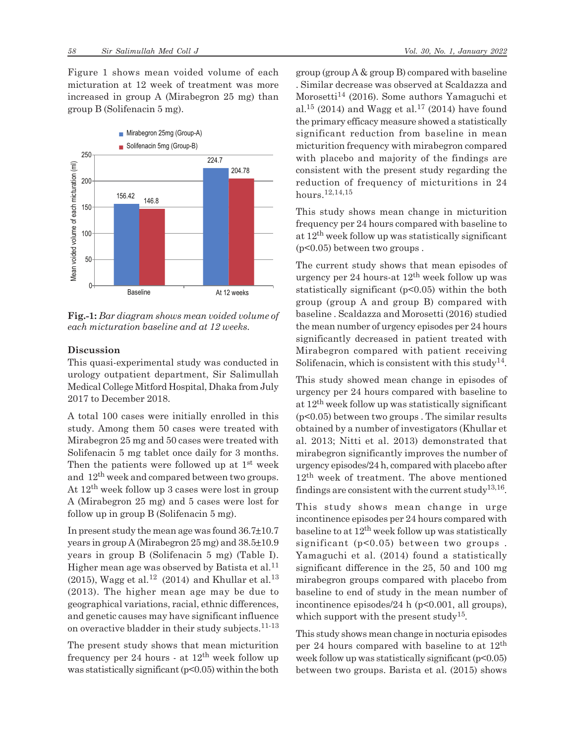Figure 1 shows mean voided volume of each micturation at 12 week of treatment was more increased in group A (Mirabegron 25 mg) than group B (Solifenacin 5 mg).

**Fig.-1:** *Bar diagram shows mean voided volume of each micturation baseline and at 12 weeks.*

## Discussion

This quasi-experimental study was conducted in urology outpatient department, Sir Salimullah Medical College Mitford Hospital, Dhaka from July 2017 to December 2018.

A total 100 cases were initially enrolled in this study. Among them 50 cases were treated with Mirabegron 25 mg and 50 cases were treated with Solifenacin 5 mg tablet once daily for 3 months. Then the patients were followed up at 1st week and 12th week and compared between two groups. At 12th week follow up 3 cases were lost in group A (Mirabegron 25 mg) and 5 cases were lost for follow up in group B (Solifenacin 5 mg).

In present study the mean age was found 36.7±10.7 years in group A (Mirabegron 25 mg) and 38.5±10.9 years in group B (Solifenacin 5 mg) (Table I). Higher mean age was observed by Batista et al.[11] (2015), Wagg et al.[12] (2014) and Khullar et al.[13] (2013). The higher mean age may be due to geographical variations, racial, ethnic differences, and genetic causes may have significant influence on overactive bladder in their study subjects.[11-13]

The present study shows that mean micturition frequency per 24 hours - at 12th week follow up was statistically significant ($p<0.05$) within the both group (group A & group B) compared with baseline . Similar decrease was observed at Scaldazza and Morosetti[14] (2016). Some authors Yamaguchi et al.[15] (2014) and Wagg et al.[17] (2014) have found the primary efficacy measure showed a statistically significant reduction from baseline in mean micturition frequency with mirabegron compared with placebo and majority of the findings are consistent with the present study regarding the reduction of frequency of micturitions in 24 hours.[12,14,15]

This study shows mean change in micturition frequency per 24 hours compared with baseline to at 12th week follow up was statistically significant ($p<0.05$) between two groups .

The current study shows that mean episodes of urgency per 24 hours-at 12th week follow up was statistically significant ($p<0.05$) within the both group (group A and group B) compared with baseline . Scaldazza and Morosetti (2016) studied the mean number of urgency episodes per 24 hours significantly decreased in patient treated with Mirabegron compared with patient receiving Solifenacin, which is consistent with this study[14].

This study showed mean change in episodes of urgency per 24 hours compared with baseline to at 12th week follow up was statistically significant ($p<0.05$) between two groups . The similar results obtained by a number of investigators (Khullar et al. 2013; Nitti et al. 2013) demonstrated that mirabegron significantly improves the number of urgency episodes/24 h, compared with placebo after 12th week of treatment. The above mentioned findings are consistent with the current study[13,16].

This study shows mean change in urge incontinence episodes per 24 hours compared with baseline to at 12th week follow up was statistically significant ($p<0.05$) between two groups . Yamaguchi et al. (2014) found a statistically significant difference in the 25, 50 and 100 mg mirabegron groups compared with placebo from baseline to end of study in the mean number of incontinence episodes/24 h ($p<0.001$, all groups), which support with the present study[15].

This study shows mean change in nocturia episodes per 24 hours compared with baseline to at 12th week follow up was statistically significant ($p<0.05$) between two groups. Barista et al. (2015) shows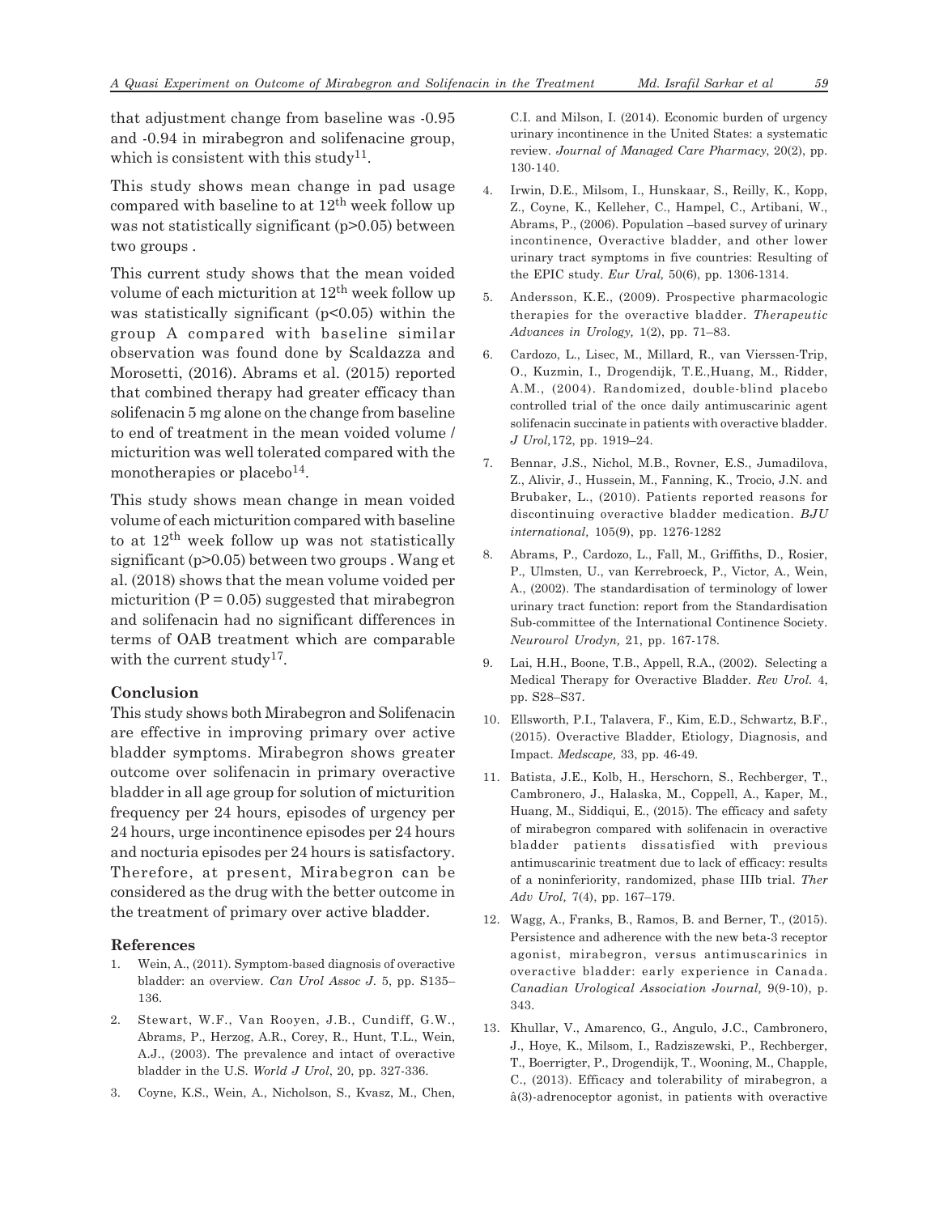that adjustment change from baseline was -0.95 and -0.94 in mirabegron and solifenacine group, which is consistent with this study[11].

This study shows mean change in pad usage compared with baseline to at 12th week follow up was not statistically significant ($p>0.05$) between two groups .

This current study shows that the mean voided volume of each micturition at 12th week follow up was statistically significant ($p<0.05$) within the group A compared with baseline similar observation was found done by Scaldazza and Morosetti, (2016). Abrams et al. (2015) reported that combined therapy had greater efficacy than solifenacin 5 mg alone on the change from baseline to end of treatment in the mean voided volume / micturition was well tolerated compared with the monotherapies or placebo[14].

This study shows mean change in mean voided volume of each micturition compared with baseline to at 12th week follow up was not statistically significant ($p>0.05$) between two groups . Wang et al. (2018) shows that the mean volume voided per micturition ($P = 0.05$) suggested that mirabegron and solifenacin had no significant differences in terms of OAB treatment which are comparable with the current study[17].

## Conclusion

This study shows both Mirabegron and Solifenacin are effective in improving primary over active bladder symptoms. Mirabegron shows greater outcome over solifenacin in primary overactive bladder in all age group for solution of micturition frequency per 24 hours, episodes of urgency per 24 hours, urge incontinence episodes per 24 hours and nocturia episodes per 24 hours is satisfactory. Therefore, at present, Mirabegron can be considered as the drug with the better outcome in the treatment of primary over active bladder.

## References

1. Wein, A., (2011). Symptom-based diagnosis of overactive bladder: an overview. *Can Urol Assoc J.* 5, pp. S135–136.
2. Stewart, W.F., Van Rooyen, J.B., Cundiff, G.W., Abrams, P., Herzog, A.R., Corey, R., Hunt, T.L., Wein, A.J., (2003). The prevalence and intact of overactive bladder in the U.S. *World J Urol*, 20, pp. 327-336.
3. Coyne, K.S., Wein, A., Nicholson, S., Kvasz, M., Chen, C.I. and Milson, I. (2014). Economic burden of urgency urinary incontinence in the United States: a systematic review. *Journal of Managed Care Pharmacy*, 20(2), pp. 130-140.
4. Irwin, D.E., Milsom, I., Hunskaar, S., Reilly, K., Kopp, Z., Coyne, K., Kelleher, C., Hampel, C., Artibani, W., Abrams, P., (2006). Population –based survey of urinary incontinence, Overactive bladder, and other lower urinary tract symptoms in five countries: Resulting of the EPIC study. *Eur Ural,* 50(6), pp. 1306-1314.
5. Andersson, K.E., (2009). Prospective pharmacologic therapies for the overactive bladder. *Therapeutic Advances in Urology,* 1(2), pp. 71–83.
6. Cardozo, L., Lisec, M., Millard, R., van Vierssen-Trip, O., Kuzmin, I., Drogendijk, T.E.,Huang, M., Ridder, A.M., (2004). Randomized, double-blind placebo controlled trial of the once daily antimuscarinic agent solifenacin succinate in patients with overactive bladder. *J Urol,*172, pp. 1919–24.
7. Bennar, J.S., Nichol, M.B., Rovner, E.S., Jumadilova, Z., Alivir, J., Hussein, M., Fanning, K., Trocio, J.N. and Brubaker, L., (2010). Patients reported reasons for discontinuing overactive bladder medication. *BJU international,* 105(9), pp. 1276-1282
8. Abrams, P., Cardozo, L., Fall, M., Griffiths, D., Rosier, P., Ulmsten, U., van Kerrebroeck, P., Victor, A., Wein, A., (2002). The standardisation of terminology of lower urinary tract function: report from the Standardisation Sub-committee of the International Continence Society. *Neurourol Urodyn,* 21, pp. 167-178.
9. Lai, H.H., Boone, T.B., Appell, R.A., (2002). Selecting a Medical Therapy for Overactive Bladder. *Rev Urol.* 4, pp. S28–S37.
10. Ellsworth, P.I., Talavera, F., Kim, E.D., Schwartz, B.F., (2015). Overactive Bladder, Etiology, Diagnosis, and Impact. *Medscape,* 33, pp. 46-49.
11. Batista, J.E., Kolb, H., Herschorn, S., Rechberger, T., Cambronero, J., Halaska, M., Coppell, A., Kaper, M., Huang, M., Siddiqui, E., (2015). The efficacy and safety of mirabegron compared with solifenacin in overactive bladder patients dissatisfied with previous antimuscarinic treatment due to lack of efficacy: results of a noninferiority, randomized, phase IIIb trial. *Ther Adv Urol,* 7(4), pp. 167–179.
12. Wagg, A., Franks, B., Ramos, B. and Berner, T., (2015). Persistence and adherence with the new beta-3 receptor agonist, mirabegron, versus antimuscarinics in overactive bladder: early experience in Canada. *Canadian Urological Association Journal,* 9(9-10), p. 343.
13. Khullar, V., Amarenco, G., Angulo, J.C., Cambronero, J., Hoye, K., Milsom, I., Radziszewski, P., Rechberger, T., Boerrigter, P., Drogendijk, T., Wooning, M., Chapple, C., (2013). Efficacy and tolerability of mirabegron, a â(3)-adrenoceptor agonist, in patients with overactive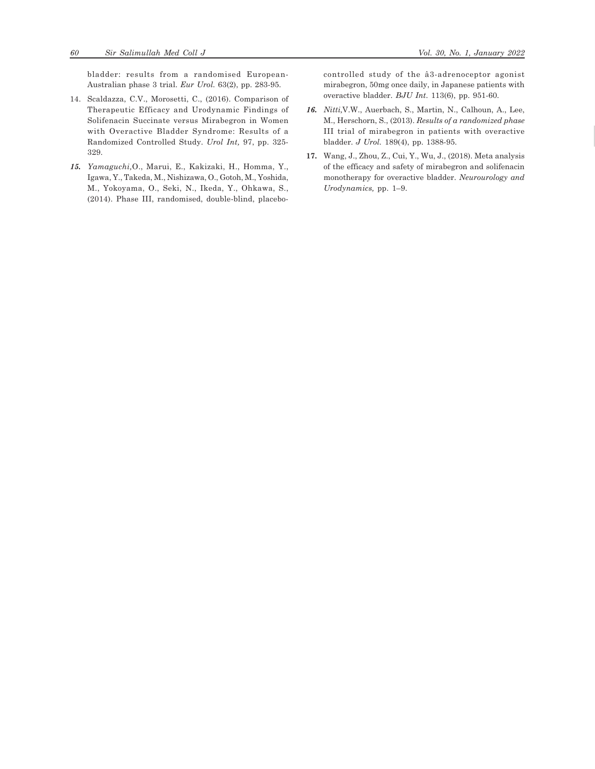bladder: results from a randomised European-Australian phase 3 trial. *Eur Urol.* 63(2), pp. 283-95.

14. Scaldazza, C.V., Morosetti, C., (2016). Comparison of Therapeutic Efficacy and Urodynamic Findings of Solifenacin Succinate versus Mirabegron in Women with Overactive Bladder Syndrome: Results of a Randomized Controlled Study. *Urol Int,* 97, pp. 325-329.

***15.*** *Yamaguchi,*O., Marui, E., Kakizaki, H., Homma, Y., Igawa, Y., Takeda, M., Nishizawa, O., Gotoh, M., Yoshida, M., Yokoyama, O., Seki, N., Ikeda, Y., Ohkawa, S., (2014). Phase III, randomised, double-blind, placebo-controlled study of the â3-adrenoceptor agonist mirabegron, 50mg once daily, in Japanese patients with overactive bladder. *BJU Int.* 113(6), pp. 951-60.

***16.*** *Nitti,*V.W., Auerbach, S., Martin, N., Calhoun, A., Lee, M., Herschorn, S., (2013). *Results of a randomized phase* III trial of mirabegron in patients with overactive bladder. *J Urol.* 189(4), pp. 1388-95.

**17.** Wang, J., Zhou, Z., Cui, Y., Wu, J., (2018). Meta analysis of the efficacy and safety of mirabegron and solifenacin monotherapy for overactive bladder. *Neurourology and Urodynamics,* pp. 1–9.